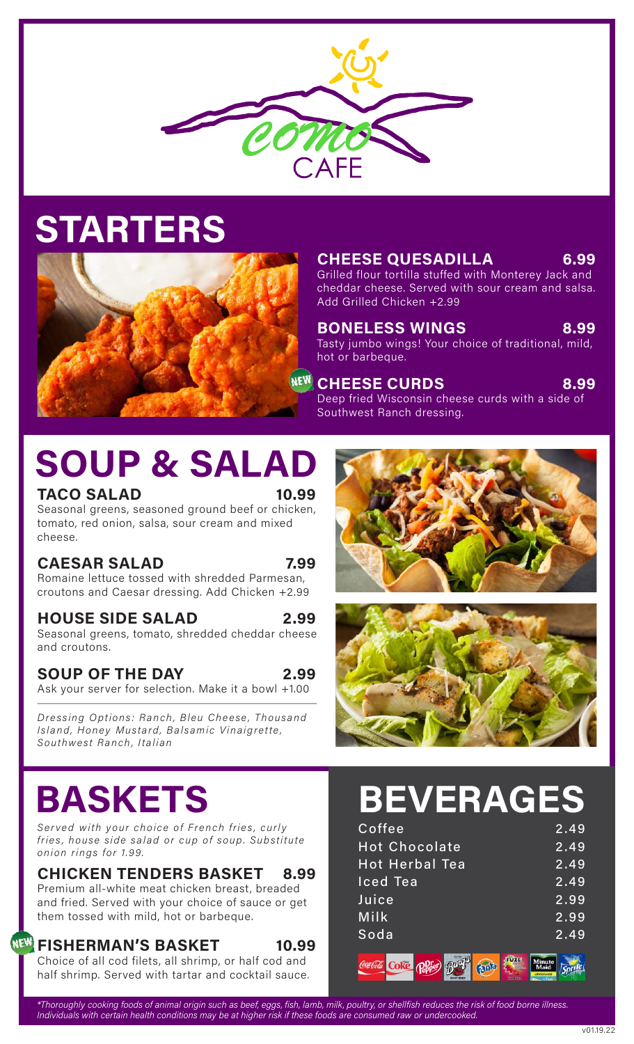# Como CAFE

## STARTERS

### CHEESE QUESADILLA — 6.99
Grilled flour tortilla stuffed with Monterey Jack and cheddar cheese. Served with sour cream and salsa. Add Grilled Chicken +2.99

### BONELESS WINGS — 8.99
Tasty jumbo wings! Your choice of traditional, mild, hot or barbeque.

### NEW CHEESE CURDS — 8.99
Deep fried Wisconsin cheese curds with a side of Southwest Ranch dressing.

## SOUP & SALAD

### TACO SALAD — 10.99
Seasonal greens, seasoned ground beef or chicken, tomato, red onion, salsa, sour cream and mixed cheese.

### CAESAR SALAD — 7.99
Romaine lettuce tossed with shredded Parmesan, croutons and Caesar dressing. Add Chicken +2.99

### HOUSE SIDE SALAD — 2.99
Seasonal greens, tomato, shredded cheddar cheese and croutons.

### SOUP OF THE DAY — 2.99
Ask your server for selection. Make it a bowl +1.00

*Dressing Options: Ranch, Bleu Cheese, Thousand Island, Honey Mustard, Balsamic Vinaigrette, Southwest Ranch, Italian*

## BASKETS

*Served with your choice of French fries, curly fries, house side salad or cup of soup. Substitute onion rings for 1.99.*

### CHICKEN TENDERS BASKET — 8.99
Premium all-white meat chicken breast, breaded and fried. Served with your choice of sauce or get them tossed with mild, hot or barbeque.

### NEW FISHERMAN'S BASKET — 10.99
Choice of all cod filets, all shrimp, or half cod and half shrimp. Served with tartar and cocktail sauce.

## BEVERAGES

| Item | Price |
|---|---|
| Coffee | 2.49 |
| Hot Chocolate | 2.49 |
| Hot Herbal Tea | 2.49 |
| Iced Tea | 2.49 |
| Juice | 2.99 |
| Milk | 2.99 |
| Soda | 2.49 |

*\*Thoroughly cooking foods of animal origin such as beef, eggs, fish, lamb, milk, poultry, or shellfish reduces the risk of food borne illness. Individuals with certain health conditions may be at higher risk if these foods are consumed raw or undercooked.*

v01.19.22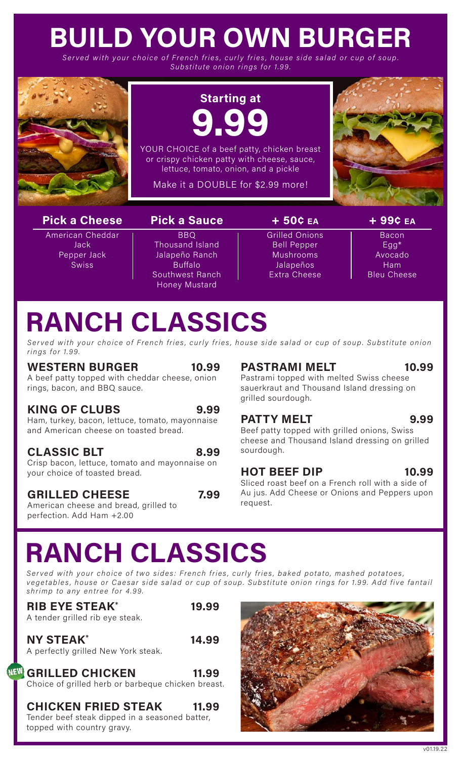# BUILD YOUR OWN BURGER

*Served with your choice of French fries, curly fries, house side salad or cup of soup. Substitute onion rings for 1.99.*

**Starting at**

**9.99**

YOUR CHOICE of a beef patty, chicken breast or crispy chicken patty with cheese, sauce, lettuce, tomato, onion, and a pickle

Make it a DOUBLE for $2.99 more!

| Pick a Cheese | Pick a Sauce | + 50¢ EA | + 99¢ EA |
|---|---|---|---|
| American Cheddar | BBQ | Grilled Onions | Bacon |
| Jack | Thousand Island | Bell Pepper | Egg* |
| Pepper Jack | Jalapeño Ranch | Mushrooms | Avocado |
| Swiss | Buffalo | Jalapeños | Ham |
| | Southwest Ranch | Extra Cheese | Bleu Cheese |
| | Honey Mustard | | |

# RANCH CLASSICS

*Served with your choice of French fries, curly fries, house side salad or cup of soup. Substitute onion rings for 1.99.*

**WESTERN BURGER** 10.99
A beef patty topped with cheddar cheese, onion rings, bacon, and BBQ sauce.

**KING OF CLUBS** 9.99
Ham, turkey, bacon, lettuce, tomato, mayonnaise and American cheese on toasted bread.

**CLASSIC BLT** 8.99
Crisp bacon, lettuce, tomato and mayonnaise on your choice of toasted bread.

**GRILLED CHEESE** 7.99
American cheese and bread, grilled to perfection. Add Ham +2.00

**PASTRAMI MELT** 10.99
Pastrami topped with melted Swiss cheese sauerkraut and Thousand Island dressing on grilled sourdough.

**PATTY MELT** 9.99
Beef patty topped with grilled onions, Swiss cheese and Thousand Island dressing on grilled sourdough.

**HOT BEEF DIP** 10.99
Sliced roast beef on a French roll with a side of Au jus. Add Cheese or Onions and Peppers upon request.

# RANCH CLASSICS

*Served with your choice of two sides: French fries, curly fries, baked potato, mashed potatoes, vegetables, house or Caesar side salad or cup of soup. Substitute onion rings for 1.99. Add five fantail shrimp to any entree for 4.99.*

**RIB EYE STEAK*** 19.99
A tender grilled rib eye steak.

**NY STEAK*** 14.99
A perfectly grilled New York steak.

NEW **GRILLED CHICKEN** 11.99
Choice of grilled herb or barbeque chicken breast.

**CHICKEN FRIED STEAK** 11.99
Tender beef steak dipped in a seasoned batter, topped with country gravy.

v01.19.22